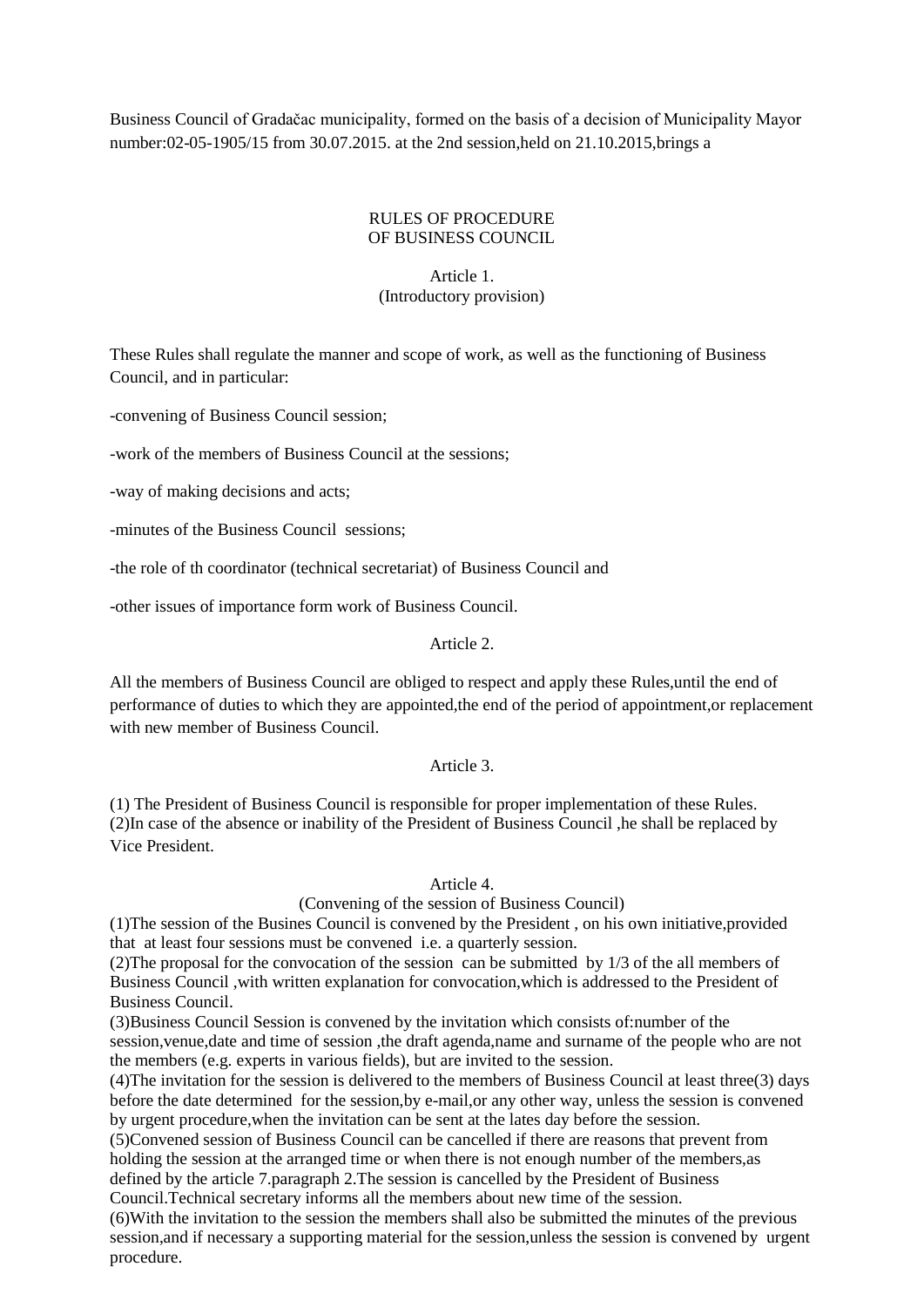Business Council of Gradačac municipality, formed on the basis of a decision of Municipality Mayor number:02-05-1905/15 from 30.07.2015. at the 2nd session,held on 21.10.2015,brings a

# RULES OF PROCEDURE
# OF BUSINESS COUNCIL

## Article 1.
## (Introductory provision)

These Rules shall regulate the manner and scope of work, as well as the functioning of Business Council, and in particular:

-convening of Business Council session;

-work of the members of Business Council at the sessions;

-way of making decisions and acts;

-minutes of the Business Council sessions;

-the role of th coordinator (technical secretariat) of Business Council and

-other issues of importance form work of Business Council.

## Article 2.

All the members of Business Council are obliged to respect and apply these Rules,until the end of performance of duties to which they are appointed,the end of the period of appointment,or replacement with new member of Business Council.

## Article 3.

(1) The President of Business Council is responsible for proper implementation of these Rules.
(2)In case of the absence or inability of the President of Business Council ,he shall be replaced by Vice President.

## Article 4.
## (Convening of the session of Business Council)

(1)The session of the Busines Council is convened by the President , on his own initiative,provided that at least four sessions must be convened i.e. a quarterly session.
(2)The proposal for the convocation of the session can be submitted by 1/3 of the all members of Business Council ,with written explanation for convocation,which is addressed to the President of Business Council.
(3)Business Council Session is convened by the invitation which consists of:number of the session,venue,date and time of session ,the draft agenda,name and surname of the people who are not the members (e.g. experts in various fields), but are invited to the session.
(4)The invitation for the session is delivered to the members of Business Council at least three(3) days before the date determined for the session,by e-mail,or any other way, unless the session is convened by urgent procedure,when the invitation can be sent at the lates day before the session.
(5)Convened session of Business Council can be cancelled if there are reasons that prevent from holding the session at the arranged time or when there is not enough number of the members,as defined by the article 7.paragraph 2.The session is cancelled by the President of Business Council.Technical secretary informs all the members about new time of the session.
(6)With the invitation to the session the members shall also be submitted the minutes of the previous session,and if necessary a supporting material for the session,unless the session is convened by urgent procedure.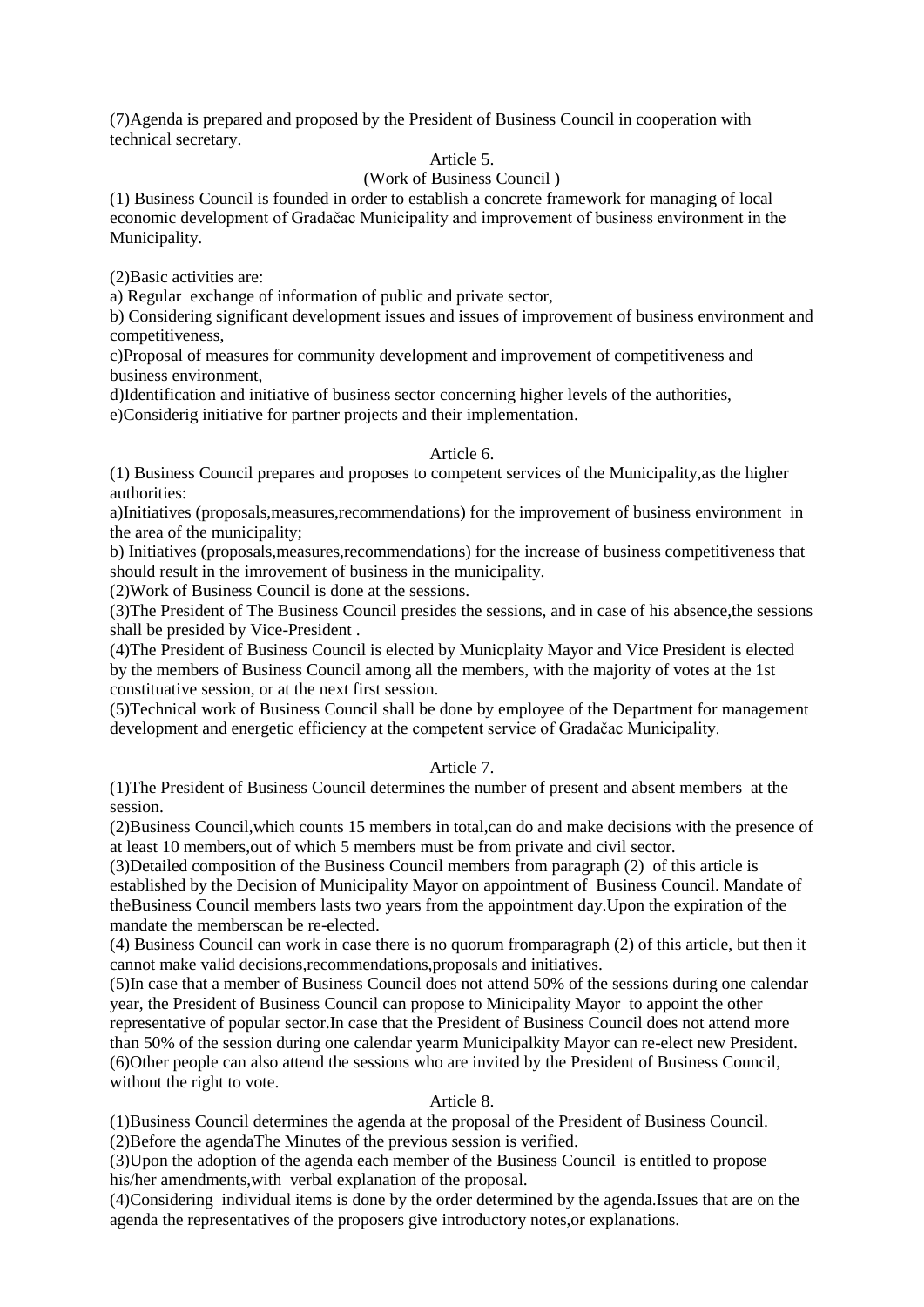(7)Agenda is prepared and proposed by the President of Business Council in cooperation with technical secretary.

Article 5.

(Work of Business Council )

(1) Business Council is founded in order to establish a concrete framework for managing of local economic development of Gradačac Municipality and improvement of business environment in the Municipality.

(2)Basic activities are:

a) Regular exchange of information of public and private sector,

b) Considering significant development issues and issues of improvement of business environment and competitiveness,

c)Proposal of measures for community development and improvement of competitiveness and business environment,

d)Identification and initiative of business sector concerning higher levels of the authorities,

e)Considerig initiative for partner projects and their implementation.

Article 6.

(1) Business Council prepares and proposes to competent services of the Municipality,as the higher authorities:

a)Initiatives (proposals,measures,recommendations) for the improvement of business environment in the area of the municipality;

b) Initiatives (proposals,measures,recommendations) for the increase of business competitiveness that should result in the imrovement of business in the municipality.

(2)Work of Business Council is done at the sessions.

(3)The President of The Business Council presides the sessions, and in case of his absence,the sessions shall be presided by Vice-President .

(4)The President of Business Council is elected by Municplaity Mayor and Vice President is elected by the members of Business Council among all the members, with the majority of votes at the 1st constituative session, or at the next first session.

(5)Technical work of Business Council shall be done by employee of the Department for management development and energetic efficiency at the competent service of Gradačac Municipality.

Article 7.

(1)The President of Business Council determines the number of present and absent members at the session.

(2)Business Council,which counts 15 members in total,can do and make decisions with the presence of at least 10 members,out of which 5 members must be from private and civil sector.

(3)Detailed composition of the Business Council members from paragraph (2) of this article is established by the Decision of Municipality Mayor on appointment of Business Council. Mandate of theBusiness Council members lasts two years from the appointment day.Upon the expiration of the mandate the memberscan be re-elected.

(4) Business Council can work in case there is no quorum fromparagraph (2) of this article, but then it cannot make valid decisions,recommendations,proposals and initiatives.

(5)In case that a member of Business Council does not attend 50% of the sessions during one calendar year, the President of Business Council can propose to Minicipality Mayor to appoint the other representative of popular sector.In case that the President of Business Council does not attend more than 50% of the session during one calendar yearm Municipalkity Mayor can re-elect new President.

(6)Other people can also attend the sessions who are invited by the President of Business Council, without the right to vote.

Article 8.

(1)Business Council determines the agenda at the proposal of the President of Business Council.

(2)Before the agendaThe Minutes of the previous session is verified.

(3)Upon the adoption of the agenda each member of the Business Council is entitled to propose his/her amendments,with verbal explanation of the proposal.

(4)Considering individual items is done by the order determined by the agenda.Issues that are on the agenda the representatives of the proposers give introductory notes,or explanations.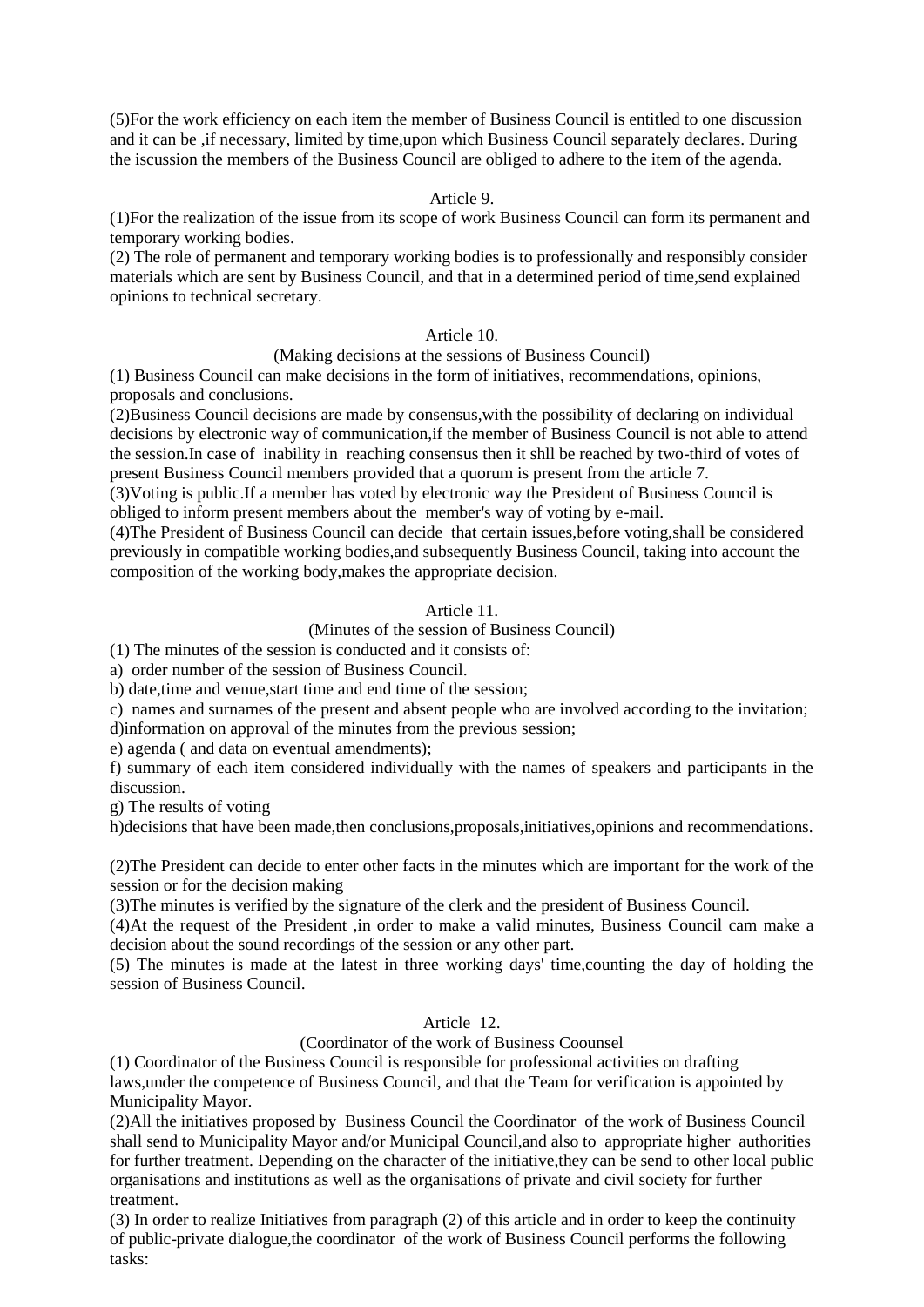(5)For the work efficiency on each item the member of Business Council is entitled to one discussion and it can be ,if necessary, limited by time,upon which Business Council separately declares. During the iscussion the members of the Business Council are obliged to adhere to the item of the agenda.

Article 9.

(1)For the realization of the issue from its scope of work Business Council can form its permanent and temporary working bodies.

(2) The role of permanent and temporary working bodies is to professionally and responsibly consider materials which are sent by Business Council, and that in a determined period of time,send explained opinions to technical secretary.

Article 10.

(Making decisions at the sessions of Business Council)

(1) Business Council can make decisions in the form of initiatives, recommendations, opinions, proposals and conclusions.

(2)Business Council decisions are made by consensus,with the possibility of declaring on individual decisions by electronic way of communication,if the member of Business Council is not able to attend the session.In case of inability in reaching consensus then it shll be reached by two-third of votes of present Business Council members provided that a quorum is present from the article 7.

(3)Voting is public.If a member has voted by electronic way the President of Business Council is obliged to inform present members about the member's way of voting by e-mail.

(4)The President of Business Council can decide that certain issues,before voting,shall be considered previously in compatible working bodies,and subsequently Business Council, taking into account the composition of the working body,makes the appropriate decision.

Article 11.

(Minutes of the session of Business Council)

(1) The minutes of the session is conducted and it consists of:

a) order number of the session of Business Council.

b) date,time and venue,start time and end time of the session;

c) names and surnames of the present and absent people who are involved according to the invitation;

d)information on approval of the minutes from the previous session;

e) agenda ( and data on eventual amendments);

f) summary of each item considered individually with the names of speakers and participants in the discussion.

g) The results of voting

h)decisions that have been made,then conclusions,proposals,initiatives,opinions and recommendations.

(2)The President can decide to enter other facts in the minutes which are important for the work of the session or for the decision making

(3)The minutes is verified by the signature of the clerk and the president of Business Council.

(4)At the request of the President ,in order to make a valid minutes, Business Council cam make a decision about the sound recordings of the session or any other part.

(5) The minutes is made at the latest in three working days' time,counting the day of holding the session of Business Council.

Article 12.

(Coordinator of the work of Business Coounsel

(1) Coordinator of the Business Council is responsible for professional activities on drafting laws,under the competence of Business Council, and that the Team for verification is appointed by Municipality Mayor.

(2)All the initiatives proposed by Business Council the Coordinator of the work of Business Council shall send to Municipality Mayor and/or Municipal Council,and also to appropriate higher authorities for further treatment. Depending on the character of the initiative,they can be send to other local public organisations and institutions as well as the organisations of private and civil society for further treatment.

(3) In order to realize Initiatives from paragraph (2) of this article and in order to keep the continuity of public-private dialogue,the coordinator of the work of Business Council performs the following tasks: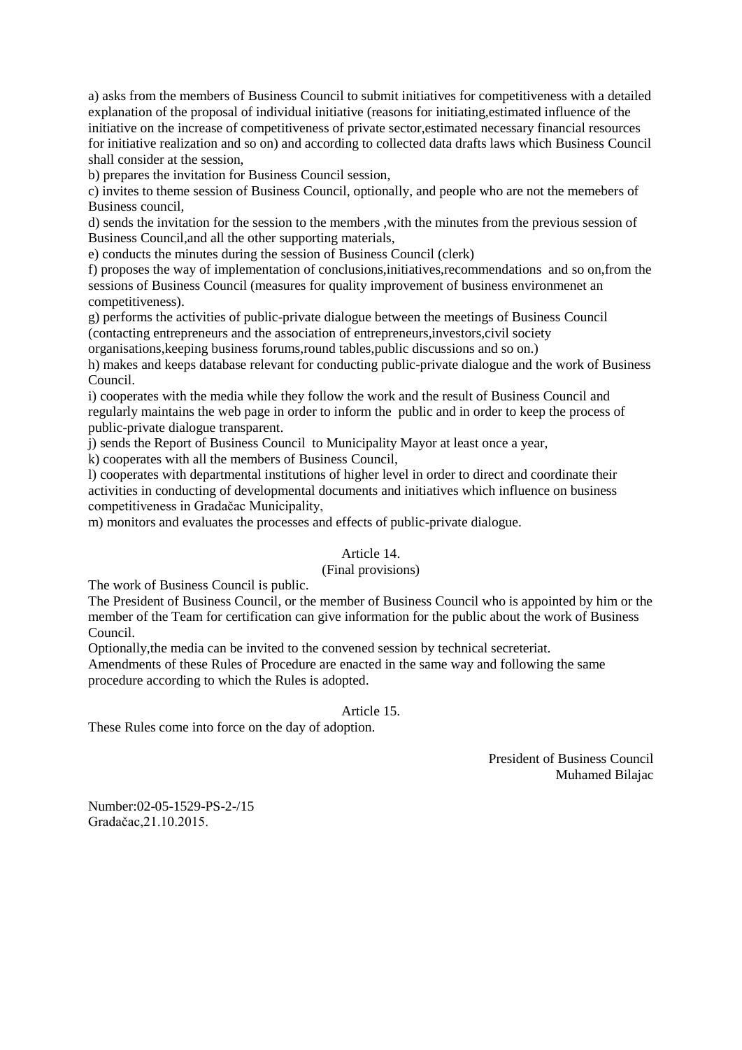a) asks from the members of Business Council to submit initiatives for competitiveness with a detailed explanation of the proposal of individual initiative (reasons for initiating,estimated influence of the initiative on the increase of competitiveness of private sector,estimated necessary financial resources for initiative realization and so on) and according to collected data drafts laws which Business Council shall consider at the session,

b) prepares the invitation for Business Council session,

c) invites to theme session of Business Council, optionally, and people who are not the memebers of Business council,

d) sends the invitation for the session to the members ,with the minutes from the previous session of Business Council,and all the other supporting materials,

e) conducts the minutes during the session of Business Council (clerk)

f) proposes the way of implementation of conclusions,initiatives,recommendations and so on,from the sessions of Business Council (measures for quality improvement of business environmenet an competitiveness).

g) performs the activities of public-private dialogue between the meetings of Business Council (contacting entrepreneurs and the association of entrepreneurs,investors,civil society organisations,keeping business forums,round tables,public discussions and so on.)

h) makes and keeps database relevant for conducting public-private dialogue and the work of Business Council.

i) cooperates with the media while they follow the work and the result of Business Council and regularly maintains the web page in order to inform the public and in order to keep the process of public-private dialogue transparent.

j) sends the Report of Business Council to Municipality Mayor at least once a year,

k) cooperates with all the members of Business Council,

l) cooperates with departmental institutions of higher level in order to direct and coordinate their activities in conducting of developmental documents and initiatives which influence on business competitiveness in Gradačac Municipality,

m) monitors and evaluates the processes and effects of public-private dialogue.

Article 14.

(Final provisions)

The work of Business Council is public.

The President of Business Council, or the member of Business Council who is appointed by him or the member of the Team for certification can give information for the public about the work of Business Council.

Optionally,the media can be invited to the convened session by technical secreteriat.

Amendments of these Rules of Procedure are enacted in the same way and following the same procedure according to which the Rules is adopted.

Article 15.

These Rules come into force on the day of adoption.

President of Business Council
Muhamed Bilajac

Number:02-05-1529-PS-2-/15
Gradačac,21.10.2015.